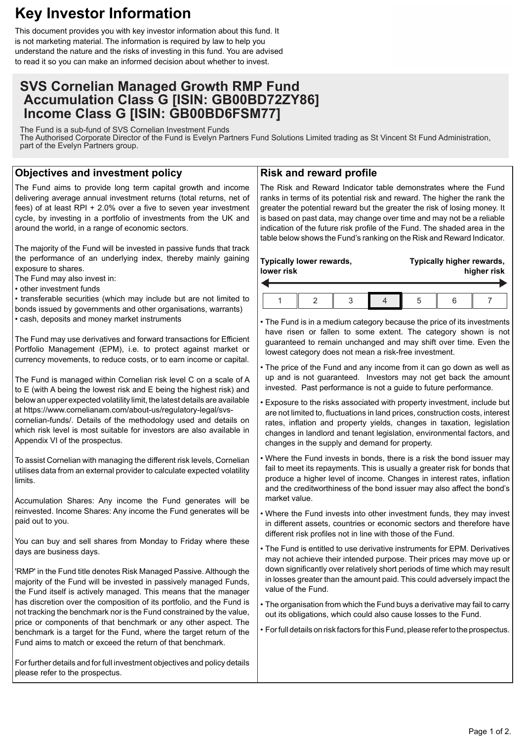# Key Investor Information

This document provides you with key investor information about this fund. It is not marketing material. The information is required by law to help you understand the nature and the risks of investing in this fund. You are advised to read it so you can make an informed decision about whether to invest.

## SVS Cornelian Managed Growth RMP Fund
## Accumulation Class G [ISIN: GB00BD72ZY86]
## Income Class G [ISIN: GB00BD6FSM77]

The Fund is a sub-fund of SVS Cornelian Investment Funds
The Authorised Corporate Director of the Fund is Evelyn Partners Fund Solutions Limited trading as St Vincent St Fund Administration, part of the Evelyn Partners group.

### Objectives and investment policy

The Fund aims to provide long term capital growth and income delivering average annual investment returns (total returns, net of fees) of at least RPI + 2.0% over a five to seven year investment cycle, by investing in a portfolio of investments from the UK and around the world, in a range of economic sectors.

The majority of the Fund will be invested in passive funds that track the performance of an underlying index, thereby mainly gaining exposure to shares.
The Fund may also invest in:
- other investment funds
- transferable securities (which may include but are not limited to bonds issued by governments and other organisations, warrants)
- cash, deposits and money market instruments

The Fund may use derivatives and forward transactions for Efficient Portfolio Management (EPM), i.e. to protect against market or currency movements, to reduce costs, or to earn income or capital.

The Fund is managed within Cornelian risk level C on a scale of A to E (with A being the lowest risk and E being the highest risk) and below an upper expected volatility limit, the latest details are available at https://www.cornelianam.com/about-us/regulatory-legal/svs-cornelian-funds/. Details of the methodology used and details on which risk level is most suitable for investors are also available in Appendix VI of the prospectus.

To assist Cornelian with managing the different risk levels, Cornelian utilises data from an external provider to calculate expected volatility limits.

Accumulation Shares: Any income the Fund generates will be reinvested. Income Shares: Any income the Fund generates will be paid out to you.

You can buy and sell shares from Monday to Friday where these days are business days.

'RMP' in the Fund title denotes Risk Managed Passive. Although the majority of the Fund will be invested in passively managed Funds, the Fund itself is actively managed. This means that the manager has discretion over the composition of its portfolio, and the Fund is not tracking the benchmark nor is the Fund constrained by the value, price or components of that benchmark or any other aspect. The benchmark is a target for the Fund, where the target return of the Fund aims to match or exceed the return of that benchmark.

For further details and for full investment objectives and policy details please refer to the prospectus.

### Risk and reward profile

The Risk and Reward Indicator table demonstrates where the Fund ranks in terms of its potential risk and reward. The higher the rank the greater the potential reward but the greater the risk of losing money. It is based on past data, may change over time and may not be a reliable indication of the future risk profile of the Fund. The shaded area in the table below shows the Fund's ranking on the Risk and Reward Indicator.

**Typically lower rewards, lower risk** ← → **Typically higher rewards, higher risk**

| 1 | 2 | 3 | **4** | 5 | 6 | 7 |
|---|---|---|---|---|---|---|

- The Fund is in a medium category because the price of its investments have risen or fallen to some extent. The category shown is not guaranteed to remain unchanged and may shift over time. Even the lowest category does not mean a risk-free investment.
- The price of the Fund and any income from it can go down as well as up and is not guaranteed. Investors may not get back the amount invested. Past performance is not a guide to future performance.
- Exposure to the risks associated with property investment, include but are not limited to, fluctuations in land prices, construction costs, interest rates, inflation and property yields, changes in taxation, legislation changes in landlord and tenant legislation, environmental factors, and changes in the supply and demand for property.
- Where the Fund invests in bonds, there is a risk the bond issuer may fail to meet its repayments. This is usually a greater risk for bonds that produce a higher level of income. Changes in interest rates, inflation and the creditworthiness of the bond issuer may also affect the bond's market value.
- Where the Fund invests into other investment funds, they may invest in different assets, countries or economic sectors and therefore have different risk profiles not in line with those of the Fund.
- The Fund is entitled to use derivative instruments for EPM. Derivatives may not achieve their intended purpose. Their prices may move up or down significantly over relatively short periods of time which may result in losses greater than the amount paid. This could adversely impact the value of the Fund.
- The organisation from which the Fund buys a derivative may fail to carry out its obligations, which could also cause losses to the Fund.
- For full details on risk factors for this Fund, please refer to the prospectus.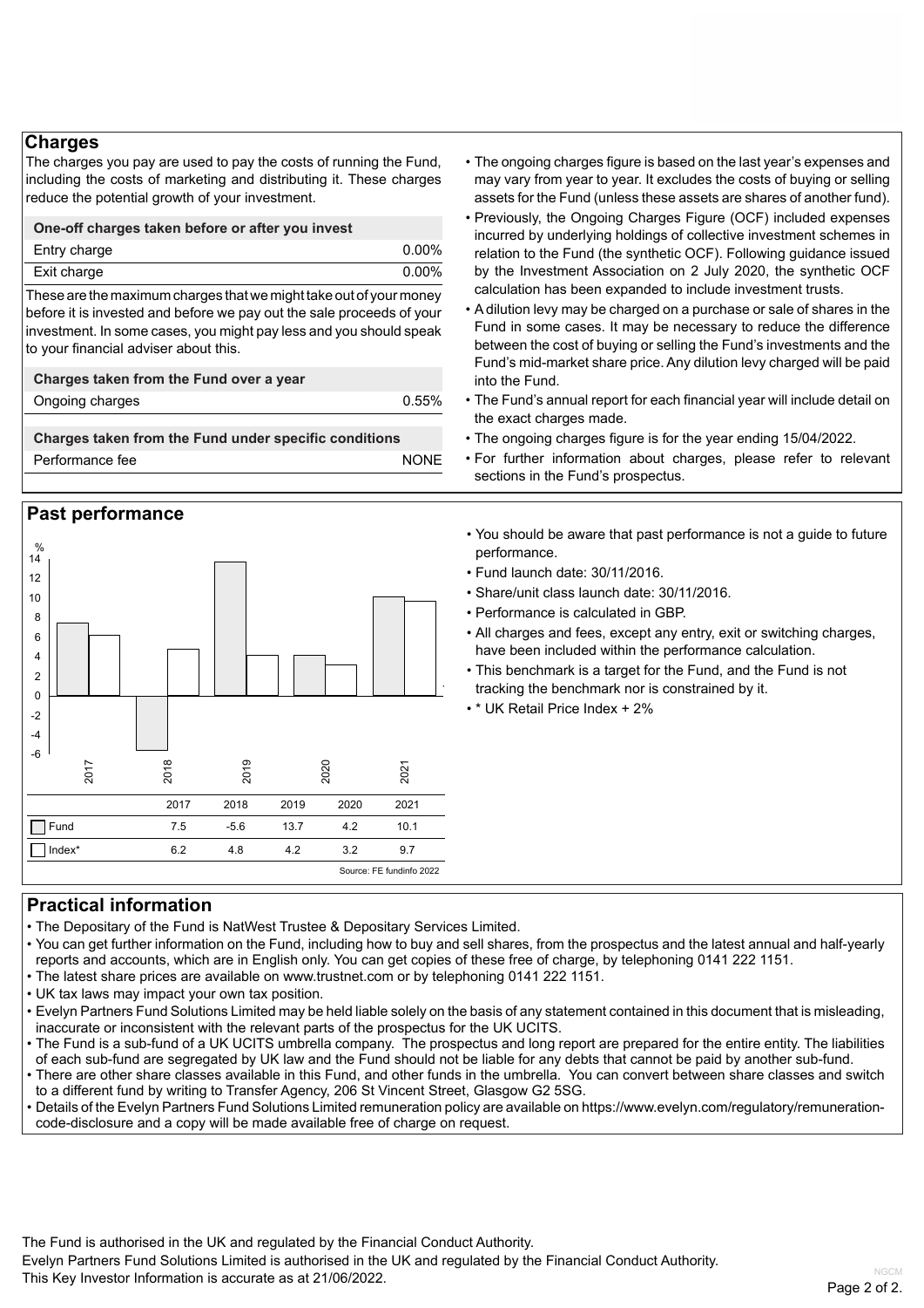## Charges

The charges you pay are used to pay the costs of running the Fund, including the costs of marketing and distributing it. These charges reduce the potential growth of your investment.

| One-off charges taken before or after you invest | |
|---|---|
| Entry charge | 0.00% |
| Exit charge | 0.00% |

These are the maximum charges that we might take out of your money before it is invested and before we pay out the sale proceeds of your investment. In some cases, you might pay less and you should speak to your financial adviser about this.

| Charges taken from the Fund over a year | |
|---|---|
| Ongoing charges | 0.55% |

| Charges taken from the Fund under specific conditions | |
|---|---|
| Performance fee | NONE |

- The ongoing charges figure is based on the last year's expenses and may vary from year to year. It excludes the costs of buying or selling assets for the Fund (unless these assets are shares of another fund).
- Previously, the Ongoing Charges Figure (OCF) included expenses incurred by underlying holdings of collective investment schemes in relation to the Fund (the synthetic OCF). Following guidance issued by the Investment Association on 2 July 2020, the synthetic OCF calculation has been expanded to include investment trusts.
- A dilution levy may be charged on a purchase or sale of shares in the Fund in some cases. It may be necessary to reduce the difference between the cost of buying or selling the Fund's investments and the Fund's mid-market share price. Any dilution levy charged will be paid into the Fund.
- The Fund's annual report for each financial year will include detail on the exact charges made.
- The ongoing charges figure is for the year ending 15/04/2022.
- For further information about charges, please refer to relevant sections in the Fund's prospectus.

## Past performance

%

14
12
10
8
6
4
2
0
-2
-4
-6

2017
2018
2019
2020
2021

| | 2017 | 2018 | 2019 | 2020 | 2021 |
|---|---|---|---|---|---|
| Fund | 7.5 | -5.6 | 13.7 | 4.2 | 10.1 |
| Index* | 6.2 | 4.8 | 4.2 | 3.2 | 9.7 |

Source: FE fundinfo 2022

- You should be aware that past performance is not a guide to future performance.
- Fund launch date: 30/11/2016.
- Share/unit class launch date: 30/11/2016.
- Performance is calculated in GBP.
- All charges and fees, except any entry, exit or switching charges, have been included within the performance calculation.
- This benchmark is a target for the Fund, and the Fund is not tracking the benchmark nor is constrained by it.
- * UK Retail Price Index + 2%

## Practical information

- The Depositary of the Fund is NatWest Trustee & Depositary Services Limited.
- You can get further information on the Fund, including how to buy and sell shares, from the prospectus and the latest annual and half-yearly reports and accounts, which are in English only. You can get copies of these free of charge, by telephoning 0141 222 1151.
- The latest share prices are available on www.trustnet.com or by telephoning 0141 222 1151.
- UK tax laws may impact your own tax position.
- Evelyn Partners Fund Solutions Limited may be held liable solely on the basis of any statement contained in this document that is misleading, inaccurate or inconsistent with the relevant parts of the prospectus for the UK UCITS.
- The Fund is a sub-fund of a UK UCITS umbrella company. The prospectus and long report are prepared for the entire entity. The liabilities of each sub-fund are segregated by UK law and the Fund should not be liable for any debts that cannot be paid by another sub-fund.
- There are other share classes available in this Fund, and other funds in the umbrella. You can convert between share classes and switch to a different fund by writing to Transfer Agency, 206 St Vincent Street, Glasgow G2 5SG.
- Details of the Evelyn Partners Fund Solutions Limited remuneration policy are available on https://www.evelyn.com/regulatory/remuneration-code-disclosure and a copy will be made available free of charge on request.

The Fund is authorised in the UK and regulated by the Financial Conduct Authority.
Evelyn Partners Fund Solutions Limited is authorised in the UK and regulated by the Financial Conduct Authority.
This Key Investor Information is accurate as at 21/06/2022.